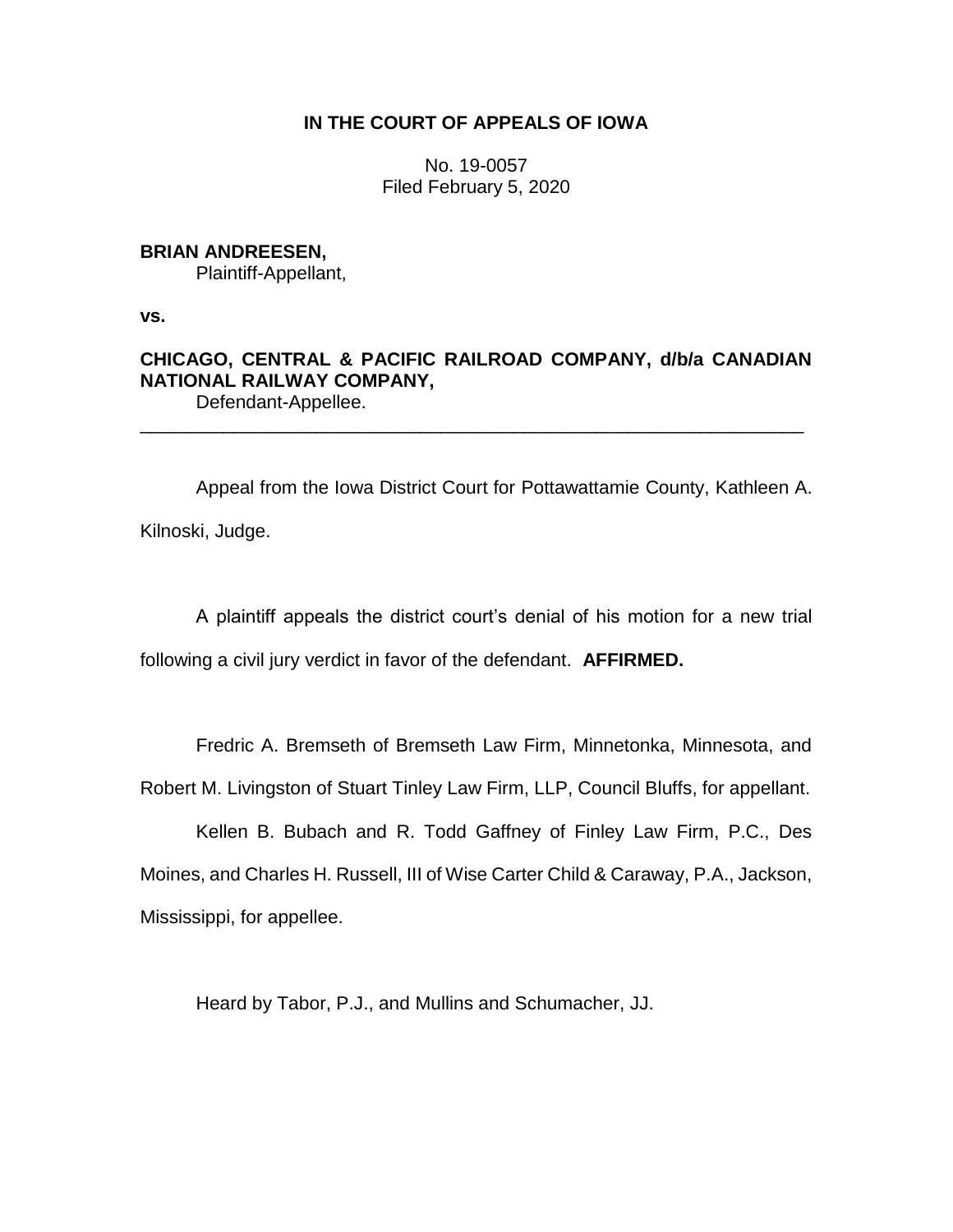**IN THE COURT OF APPEALS OF IOWA**

No. 19-0057
Filed February 5, 2020

**BRIAN ANDREESEN,**
Plaintiff-Appellant,

**vs.**

**CHICAGO, CENTRAL & PACIFIC RAILROAD COMPANY, d/b/a CANADIAN NATIONAL RAILWAY COMPANY,**
Defendant-Appellee.

---

Appeal from the Iowa District Court for Pottawattamie County, Kathleen A. Kilnoski, Judge.

A plaintiff appeals the district court's denial of his motion for a new trial following a civil jury verdict in favor of the defendant. **AFFIRMED.**

Fredric A. Bremseth of Bremseth Law Firm, Minnetonka, Minnesota, and Robert M. Livingston of Stuart Tinley Law Firm, LLP, Council Bluffs, for appellant.

Kellen B. Bubach and R. Todd Gaffney of Finley Law Firm, P.C., Des Moines, and Charles H. Russell, III of Wise Carter Child & Caraway, P.A., Jackson, Mississippi, for appellee.

Heard by Tabor, P.J., and Mullins and Schumacher, JJ.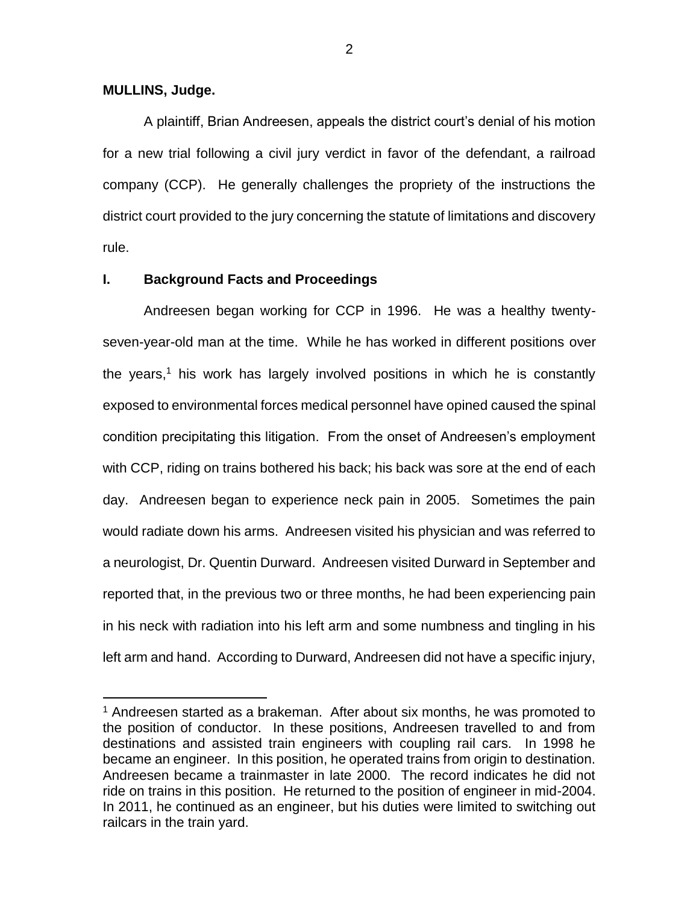**MULLINS, Judge.**

A plaintiff, Brian Andreesen, appeals the district court's denial of his motion for a new trial following a civil jury verdict in favor of the defendant, a railroad company (CCP). He generally challenges the propriety of the instructions the district court provided to the jury concerning the statute of limitations and discovery rule.

## I. Background Facts and Proceedings

Andreesen began working for CCP in 1996. He was a healthy twenty-seven-year-old man at the time. While he has worked in different positions over the years,[1] his work has largely involved positions in which he is constantly exposed to environmental forces medical personnel have opined caused the spinal condition precipitating this litigation. From the onset of Andreesen's employment with CCP, riding on trains bothered his back; his back was sore at the end of each day. Andreesen began to experience neck pain in 2005. Sometimes the pain would radiate down his arms. Andreesen visited his physician and was referred to a neurologist, Dr. Quentin Durward. Andreesen visited Durward in September and reported that, in the previous two or three months, he had been experiencing pain in his neck with radiation into his left arm and some numbness and tingling in his left arm and hand. According to Durward, Andreesen did not have a specific injury,

[1] Andreesen started as a brakeman. After about six months, he was promoted to the position of conductor. In these positions, Andreesen travelled to and from destinations and assisted train engineers with coupling rail cars. In 1998 he became an engineer. In this position, he operated trains from origin to destination. Andreesen became a trainmaster in late 2000. The record indicates he did not ride on trains in this position. He returned to the position of engineer in mid-2004. In 2011, he continued as an engineer, but his duties were limited to switching out railcars in the train yard.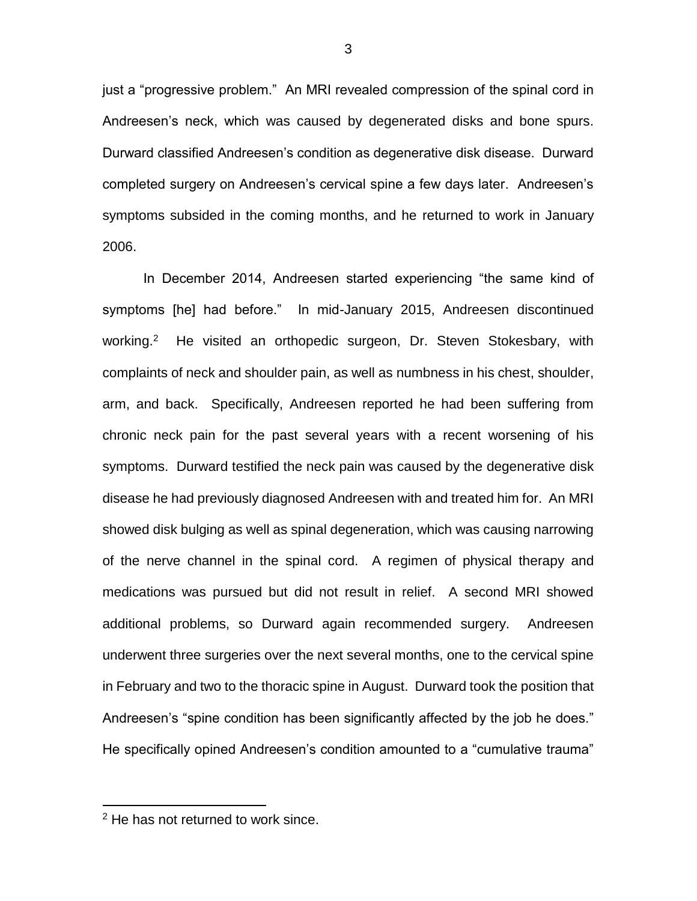just a "progressive problem." An MRI revealed compression of the spinal cord in Andreesen's neck, which was caused by degenerated disks and bone spurs. Durward classified Andreesen's condition as degenerative disk disease. Durward completed surgery on Andreesen's cervical spine a few days later. Andreesen's symptoms subsided in the coming months, and he returned to work in January 2006.

In December 2014, Andreesen started experiencing "the same kind of symptoms [he] had before." In mid-January 2015, Andreesen discontinued working.[2] He visited an orthopedic surgeon, Dr. Steven Stokesbary, with complaints of neck and shoulder pain, as well as numbness in his chest, shoulder, arm, and back. Specifically, Andreesen reported he had been suffering from chronic neck pain for the past several years with a recent worsening of his symptoms. Durward testified the neck pain was caused by the degenerative disk disease he had previously diagnosed Andreesen with and treated him for. An MRI showed disk bulging as well as spinal degeneration, which was causing narrowing of the nerve channel in the spinal cord. A regimen of physical therapy and medications was pursued but did not result in relief. A second MRI showed additional problems, so Durward again recommended surgery. Andreesen underwent three surgeries over the next several months, one to the cervical spine in February and two to the thoracic spine in August. Durward took the position that Andreesen's "spine condition has been significantly affected by the job he does." He specifically opined Andreesen's condition amounted to a "cumulative trauma"

[2] He has not returned to work since.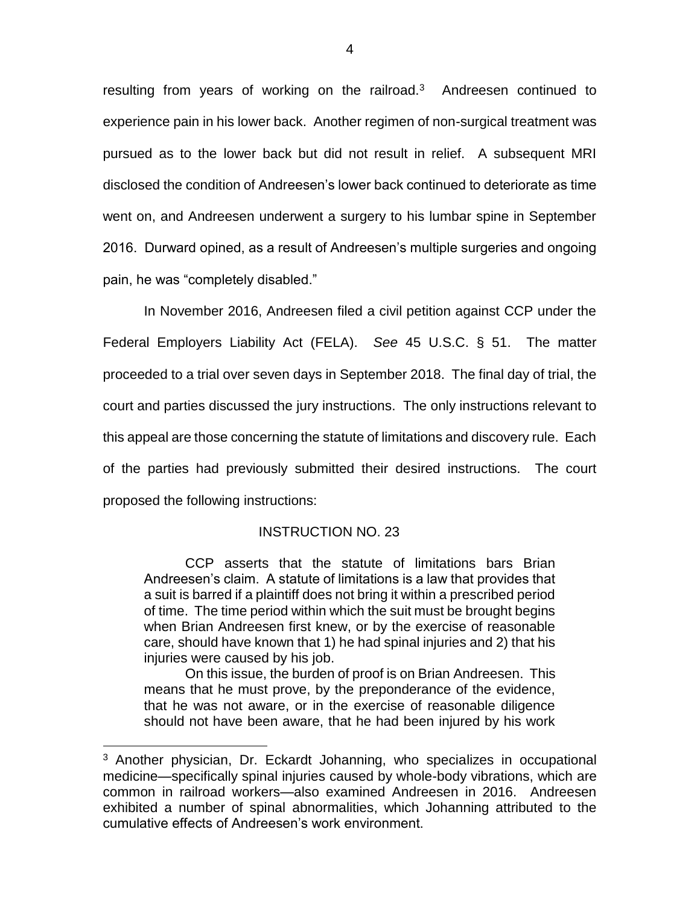resulting from years of working on the railroad.[3] Andreesen continued to experience pain in his lower back. Another regimen of non-surgical treatment was pursued as to the lower back but did not result in relief. A subsequent MRI disclosed the condition of Andreesen's lower back continued to deteriorate as time went on, and Andreesen underwent a surgery to his lumbar spine in September 2016. Durward opined, as a result of Andreesen's multiple surgeries and ongoing pain, he was "completely disabled."

In November 2016, Andreesen filed a civil petition against CCP under the Federal Employers Liability Act (FELA). *See* 45 U.S.C. § 51. The matter proceeded to a trial over seven days in September 2018. The final day of trial, the court and parties discussed the jury instructions. The only instructions relevant to this appeal are those concerning the statute of limitations and discovery rule. Each of the parties had previously submitted their desired instructions. The court proposed the following instructions:

> INSTRUCTION NO. 23
>
> CCP asserts that the statute of limitations bars Brian Andreesen's claim. A statute of limitations is a law that provides that a suit is barred if a plaintiff does not bring it within a prescribed period of time. The time period within which the suit must be brought begins when Brian Andreesen first knew, or by the exercise of reasonable care, should have known that 1) he had spinal injuries and 2) that his injuries were caused by his job.
>
> On this issue, the burden of proof is on Brian Andreesen. This means that he must prove, by the preponderance of the evidence, that he was not aware, or in the exercise of reasonable diligence should not have been aware, that he had been injured by his work

[3] Another physician, Dr. Eckardt Johanning, who specializes in occupational medicine—specifically spinal injuries caused by whole-body vibrations, which are common in railroad workers—also examined Andreesen in 2016. Andreesen exhibited a number of spinal abnormalities, which Johanning attributed to the cumulative effects of Andreesen's work environment.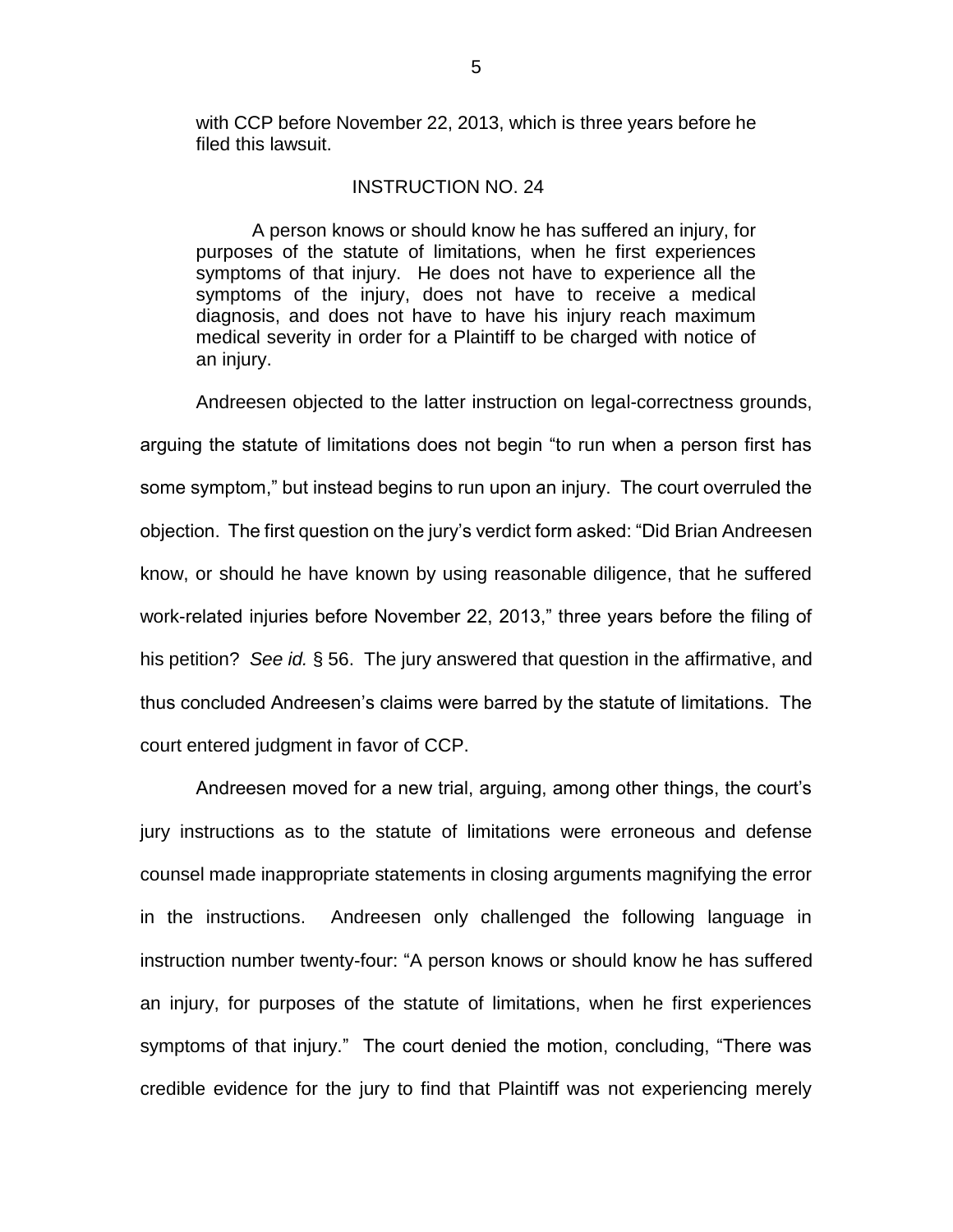with CCP before November 22, 2013, which is three years before he filed this lawsuit.

INSTRUCTION NO. 24

A person knows or should know he has suffered an injury, for purposes of the statute of limitations, when he first experiences symptoms of that injury. He does not have to experience all the symptoms of the injury, does not have to receive a medical diagnosis, and does not have to have his injury reach maximum medical severity in order for a Plaintiff to be charged with notice of an injury.

Andreesen objected to the latter instruction on legal-correctness grounds, arguing the statute of limitations does not begin "to run when a person first has some symptom," but instead begins to run upon an injury. The court overruled the objection. The first question on the jury's verdict form asked: "Did Brian Andreesen know, or should he have known by using reasonable diligence, that he suffered work-related injuries before November 22, 2013," three years before the filing of his petition? *See id.* § 56. The jury answered that question in the affirmative, and thus concluded Andreesen's claims were barred by the statute of limitations. The court entered judgment in favor of CCP.

Andreesen moved for a new trial, arguing, among other things, the court's jury instructions as to the statute of limitations were erroneous and defense counsel made inappropriate statements in closing arguments magnifying the error in the instructions. Andreesen only challenged the following language in instruction number twenty-four: "A person knows or should know he has suffered an injury, for purposes of the statute of limitations, when he first experiences symptoms of that injury." The court denied the motion, concluding, "There was credible evidence for the jury to find that Plaintiff was not experiencing merely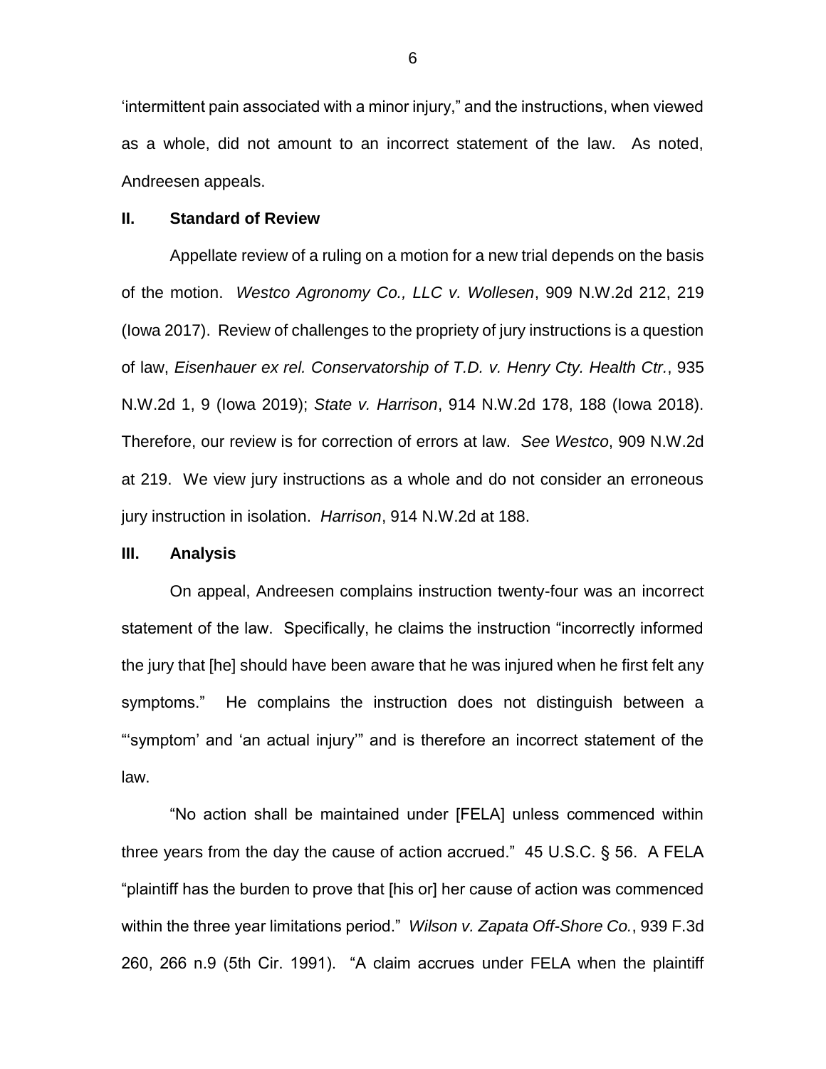'intermittent pain associated with a minor injury," and the instructions, when viewed as a whole, did not amount to an incorrect statement of the law. As noted, Andreesen appeals.

## II. Standard of Review

Appellate review of a ruling on a motion for a new trial depends on the basis of the motion. *Westco Agronomy Co., LLC v. Wollesen*, 909 N.W.2d 212, 219 (Iowa 2017). Review of challenges to the propriety of jury instructions is a question of law, *Eisenhauer ex rel. Conservatorship of T.D. v. Henry Cty. Health Ctr.*, 935 N.W.2d 1, 9 (Iowa 2019); *State v. Harrison*, 914 N.W.2d 178, 188 (Iowa 2018). Therefore, our review is for correction of errors at law. *See Westco*, 909 N.W.2d at 219. We view jury instructions as a whole and do not consider an erroneous jury instruction in isolation. *Harrison*, 914 N.W.2d at 188.

## III. Analysis

On appeal, Andreesen complains instruction twenty-four was an incorrect statement of the law. Specifically, he claims the instruction "incorrectly informed the jury that [he] should have been aware that he was injured when he first felt any symptoms." He complains the instruction does not distinguish between a "'symptom' and 'an actual injury'" and is therefore an incorrect statement of the law.

"No action shall be maintained under [FELA] unless commenced within three years from the day the cause of action accrued." 45 U.S.C. § 56. A FELA "plaintiff has the burden to prove that [his or] her cause of action was commenced within the three year limitations period." *Wilson v. Zapata Off-Shore Co.*, 939 F.3d 260, 266 n.9 (5th Cir. 1991). "A claim accrues under FELA when the plaintiff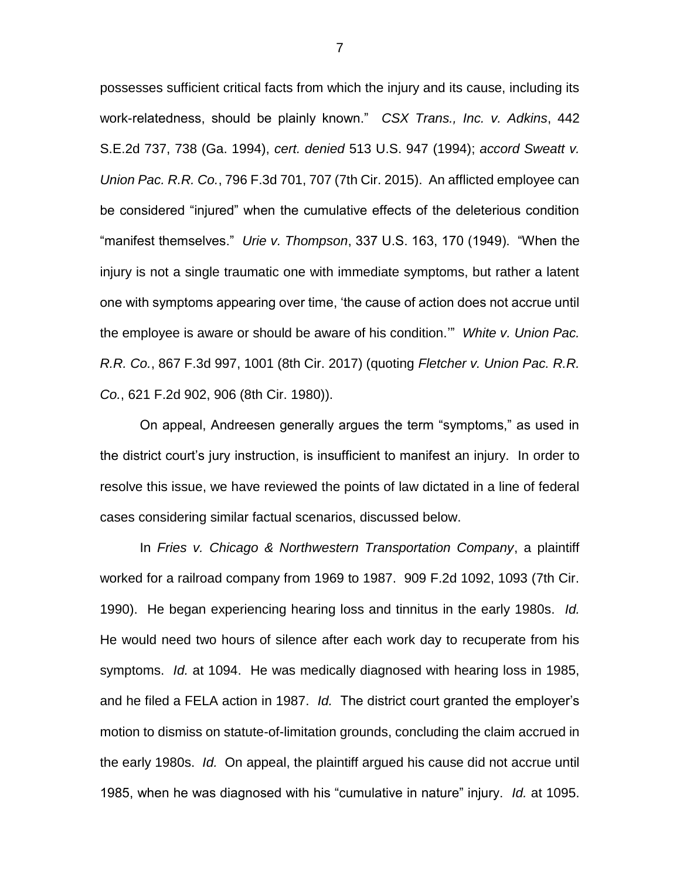possesses sufficient critical facts from which the injury and its cause, including its work-relatedness, should be plainly known." *CSX Trans., Inc. v. Adkins*, 442 S.E.2d 737, 738 (Ga. 1994), *cert. denied* 513 U.S. 947 (1994); *accord Sweatt v. Union Pac. R.R. Co.*, 796 F.3d 701, 707 (7th Cir. 2015). An afflicted employee can be considered "injured" when the cumulative effects of the deleterious condition "manifest themselves." *Urie v. Thompson*, 337 U.S. 163, 170 (1949). "When the injury is not a single traumatic one with immediate symptoms, but rather a latent one with symptoms appearing over time, 'the cause of action does not accrue until the employee is aware or should be aware of his condition.'" *White v. Union Pac. R.R. Co.*, 867 F.3d 997, 1001 (8th Cir. 2017) (quoting *Fletcher v. Union Pac. R.R. Co.*, 621 F.2d 902, 906 (8th Cir. 1980)).

On appeal, Andreesen generally argues the term "symptoms," as used in the district court's jury instruction, is insufficient to manifest an injury. In order to resolve this issue, we have reviewed the points of law dictated in a line of federal cases considering similar factual scenarios, discussed below.

In *Fries v. Chicago & Northwestern Transportation Company*, a plaintiff worked for a railroad company from 1969 to 1987. 909 F.2d 1092, 1093 (7th Cir. 1990). He began experiencing hearing loss and tinnitus in the early 1980s. *Id.* He would need two hours of silence after each work day to recuperate from his symptoms. *Id.* at 1094. He was medically diagnosed with hearing loss in 1985, and he filed a FELA action in 1987. *Id.* The district court granted the employer's motion to dismiss on statute-of-limitation grounds, concluding the claim accrued in the early 1980s. *Id.* On appeal, the plaintiff argued his cause did not accrue until 1985, when he was diagnosed with his "cumulative in nature" injury. *Id.* at 1095.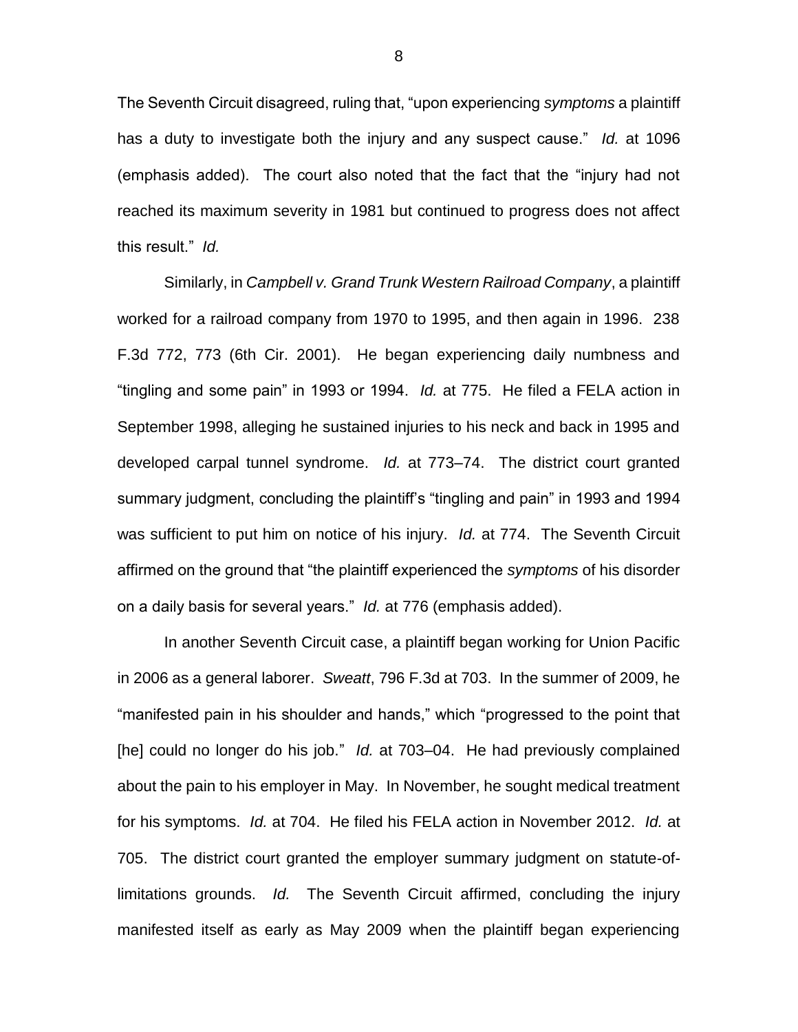The Seventh Circuit disagreed, ruling that, "upon experiencing *symptoms* a plaintiff has a duty to investigate both the injury and any suspect cause." *Id.* at 1096 (emphasis added). The court also noted that the fact that the "injury had not reached its maximum severity in 1981 but continued to progress does not affect this result." *Id.*

Similarly, in *Campbell v. Grand Trunk Western Railroad Company*, a plaintiff worked for a railroad company from 1970 to 1995, and then again in 1996. 238 F.3d 772, 773 (6th Cir. 2001). He began experiencing daily numbness and "tingling and some pain" in 1993 or 1994. *Id.* at 775. He filed a FELA action in September 1998, alleging he sustained injuries to his neck and back in 1995 and developed carpal tunnel syndrome. *Id.* at 773–74. The district court granted summary judgment, concluding the plaintiff's "tingling and pain" in 1993 and 1994 was sufficient to put him on notice of his injury. *Id.* at 774. The Seventh Circuit affirmed on the ground that "the plaintiff experienced the *symptoms* of his disorder on a daily basis for several years." *Id.* at 776 (emphasis added).

In another Seventh Circuit case, a plaintiff began working for Union Pacific in 2006 as a general laborer. *Sweatt*, 796 F.3d at 703. In the summer of 2009, he "manifested pain in his shoulder and hands," which "progressed to the point that [he] could no longer do his job." *Id.* at 703–04. He had previously complained about the pain to his employer in May. In November, he sought medical treatment for his symptoms. *Id.* at 704. He filed his FELA action in November 2012. *Id.* at 705. The district court granted the employer summary judgment on statute-of-limitations grounds. *Id.* The Seventh Circuit affirmed, concluding the injury manifested itself as early as May 2009 when the plaintiff began experiencing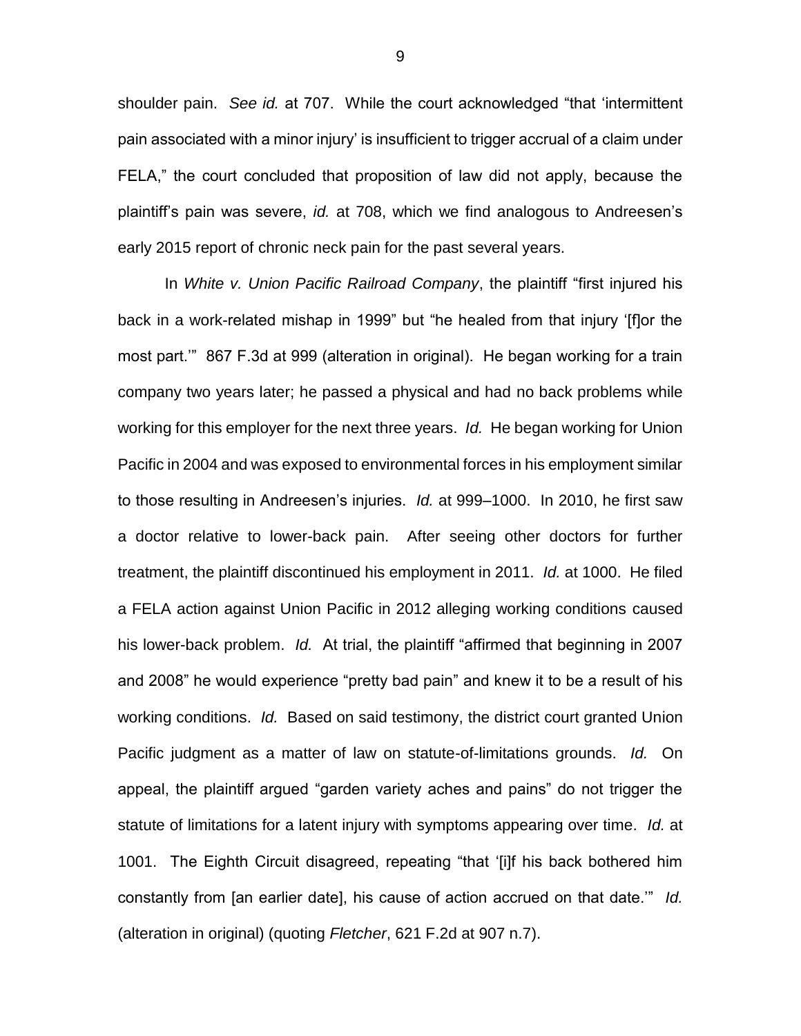shoulder pain. *See id.* at 707. While the court acknowledged "that 'intermittent pain associated with a minor injury' is insufficient to trigger accrual of a claim under FELA," the court concluded that proposition of law did not apply, because the plaintiff's pain was severe, *id.* at 708, which we find analogous to Andreesen's early 2015 report of chronic neck pain for the past several years.

In *White v. Union Pacific Railroad Company*, the plaintiff "first injured his back in a work-related mishap in 1999" but "he healed from that injury '[f]or the most part.'" 867 F.3d at 999 (alteration in original). He began working for a train company two years later; he passed a physical and had no back problems while working for this employer for the next three years. *Id.* He began working for Union Pacific in 2004 and was exposed to environmental forces in his employment similar to those resulting in Andreesen's injuries. *Id.* at 999–1000. In 2010, he first saw a doctor relative to lower-back pain. After seeing other doctors for further treatment, the plaintiff discontinued his employment in 2011. *Id.* at 1000. He filed a FELA action against Union Pacific in 2012 alleging working conditions caused his lower-back problem. *Id.* At trial, the plaintiff "affirmed that beginning in 2007 and 2008" he would experience "pretty bad pain" and knew it to be a result of his working conditions. *Id.* Based on said testimony, the district court granted Union Pacific judgment as a matter of law on statute-of-limitations grounds. *Id.* On appeal, the plaintiff argued "garden variety aches and pains" do not trigger the statute of limitations for a latent injury with symptoms appearing over time. *Id.* at 1001. The Eighth Circuit disagreed, repeating "that '[i]f his back bothered him constantly from [an earlier date], his cause of action accrued on that date.'" *Id.* (alteration in original) (quoting *Fletcher*, 621 F.2d at 907 n.7).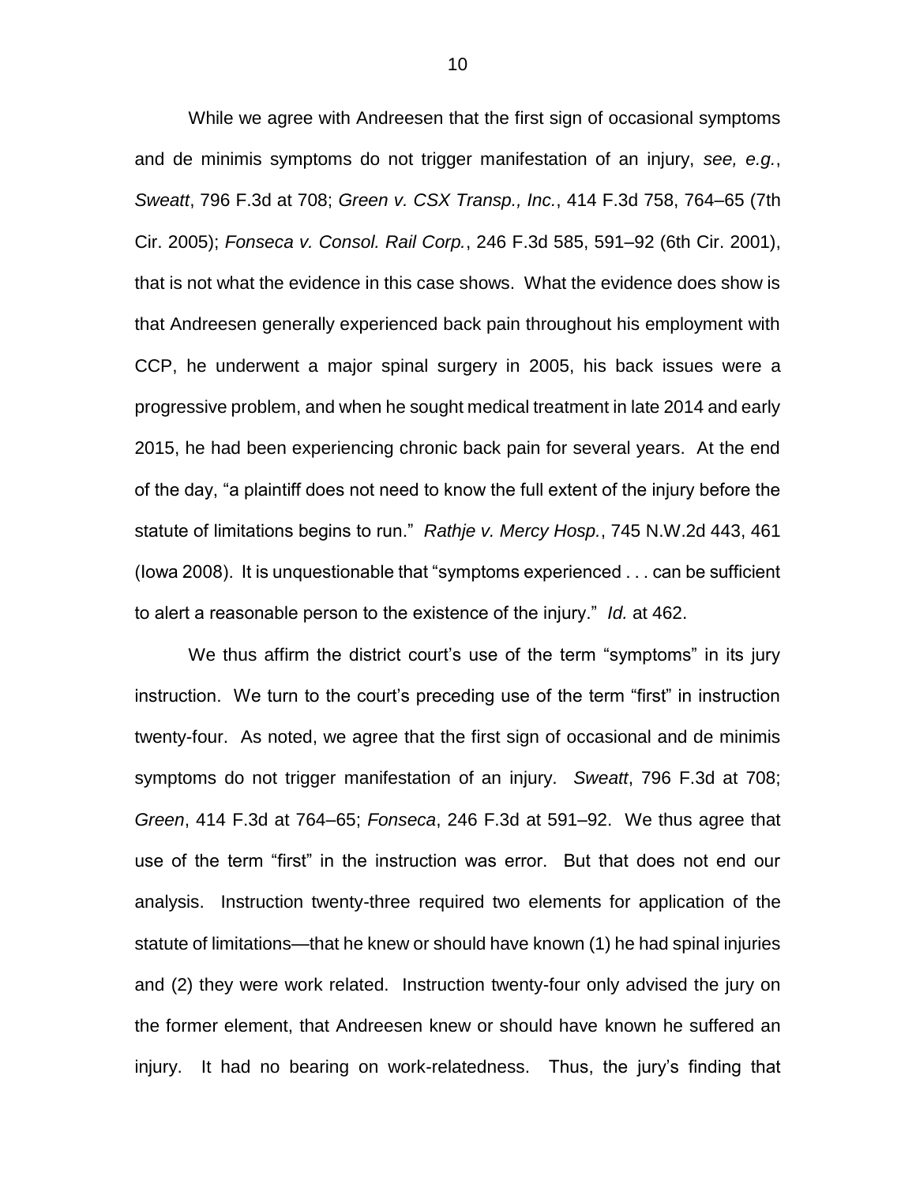While we agree with Andreesen that the first sign of occasional symptoms and de minimis symptoms do not trigger manifestation of an injury, *see, e.g.*, *Sweatt*, 796 F.3d at 708; *Green v. CSX Transp., Inc.*, 414 F.3d 758, 764–65 (7th Cir. 2005); *Fonseca v. Consol. Rail Corp.*, 246 F.3d 585, 591–92 (6th Cir. 2001), that is not what the evidence in this case shows. What the evidence does show is that Andreesen generally experienced back pain throughout his employment with CCP, he underwent a major spinal surgery in 2005, his back issues were a progressive problem, and when he sought medical treatment in late 2014 and early 2015, he had been experiencing chronic back pain for several years. At the end of the day, "a plaintiff does not need to know the full extent of the injury before the statute of limitations begins to run." *Rathje v. Mercy Hosp.*, 745 N.W.2d 443, 461 (Iowa 2008). It is unquestionable that "symptoms experienced . . . can be sufficient to alert a reasonable person to the existence of the injury." *Id.* at 462.

We thus affirm the district court's use of the term "symptoms" in its jury instruction. We turn to the court's preceding use of the term "first" in instruction twenty-four. As noted, we agree that the first sign of occasional and de minimis symptoms do not trigger manifestation of an injury. *Sweatt*, 796 F.3d at 708; *Green*, 414 F.3d at 764–65; *Fonseca*, 246 F.3d at 591–92. We thus agree that use of the term "first" in the instruction was error. But that does not end our analysis. Instruction twenty-three required two elements for application of the statute of limitations—that he knew or should have known (1) he had spinal injuries and (2) they were work related. Instruction twenty-four only advised the jury on the former element, that Andreesen knew or should have known he suffered an injury. It had no bearing on work-relatedness. Thus, the jury's finding that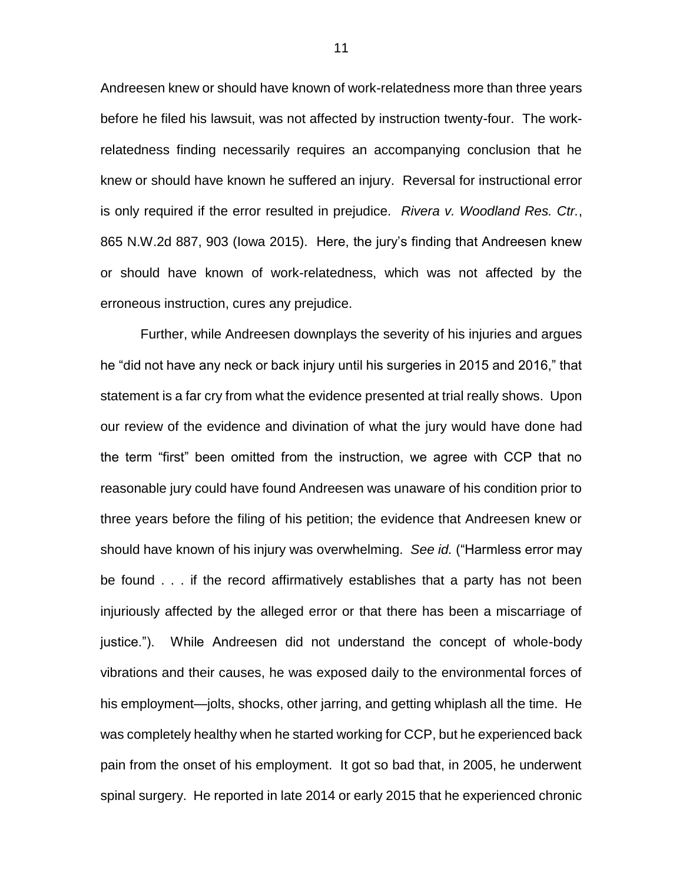Andreesen knew or should have known of work-relatedness more than three years before he filed his lawsuit, was not affected by instruction twenty-four. The work-relatedness finding necessarily requires an accompanying conclusion that he knew or should have known he suffered an injury. Reversal for instructional error is only required if the error resulted in prejudice. *Rivera v. Woodland Res. Ctr.*, 865 N.W.2d 887, 903 (Iowa 2015). Here, the jury's finding that Andreesen knew or should have known of work-relatedness, which was not affected by the erroneous instruction, cures any prejudice.

Further, while Andreesen downplays the severity of his injuries and argues he "did not have any neck or back injury until his surgeries in 2015 and 2016," that statement is a far cry from what the evidence presented at trial really shows. Upon our review of the evidence and divination of what the jury would have done had the term "first" been omitted from the instruction, we agree with CCP that no reasonable jury could have found Andreesen was unaware of his condition prior to three years before the filing of his petition; the evidence that Andreesen knew or should have known of his injury was overwhelming. *See id.* ("Harmless error may be found . . . if the record affirmatively establishes that a party has not been injuriously affected by the alleged error or that there has been a miscarriage of justice."). While Andreesen did not understand the concept of whole-body vibrations and their causes, he was exposed daily to the environmental forces of his employment—jolts, shocks, other jarring, and getting whiplash all the time. He was completely healthy when he started working for CCP, but he experienced back pain from the onset of his employment. It got so bad that, in 2005, he underwent spinal surgery. He reported in late 2014 or early 2015 that he experienced chronic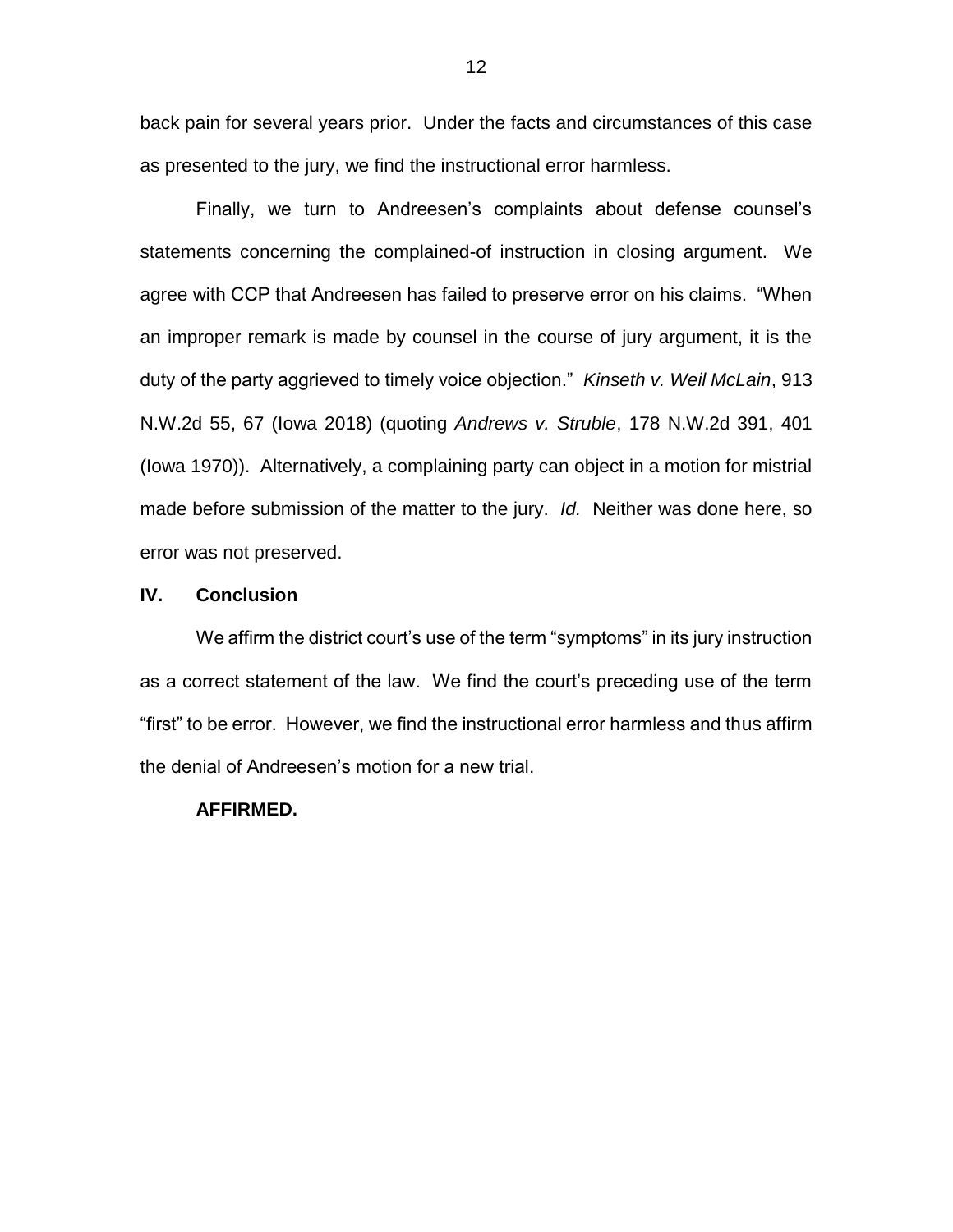back pain for several years prior. Under the facts and circumstances of this case as presented to the jury, we find the instructional error harmless.

Finally, we turn to Andreesen's complaints about defense counsel's statements concerning the complained-of instruction in closing argument. We agree with CCP that Andreesen has failed to preserve error on his claims. "When an improper remark is made by counsel in the course of jury argument, it is the duty of the party aggrieved to timely voice objection." *Kinseth v. Weil McLain*, 913 N.W.2d 55, 67 (Iowa 2018) (quoting *Andrews v. Struble*, 178 N.W.2d 391, 401 (Iowa 1970)). Alternatively, a complaining party can object in a motion for mistrial made before submission of the matter to the jury. *Id.* Neither was done here, so error was not preserved.

## IV. Conclusion

We affirm the district court's use of the term "symptoms" in its jury instruction as a correct statement of the law. We find the court's preceding use of the term "first" to be error. However, we find the instructional error harmless and thus affirm the denial of Andreesen's motion for a new trial.

**AFFIRMED.**